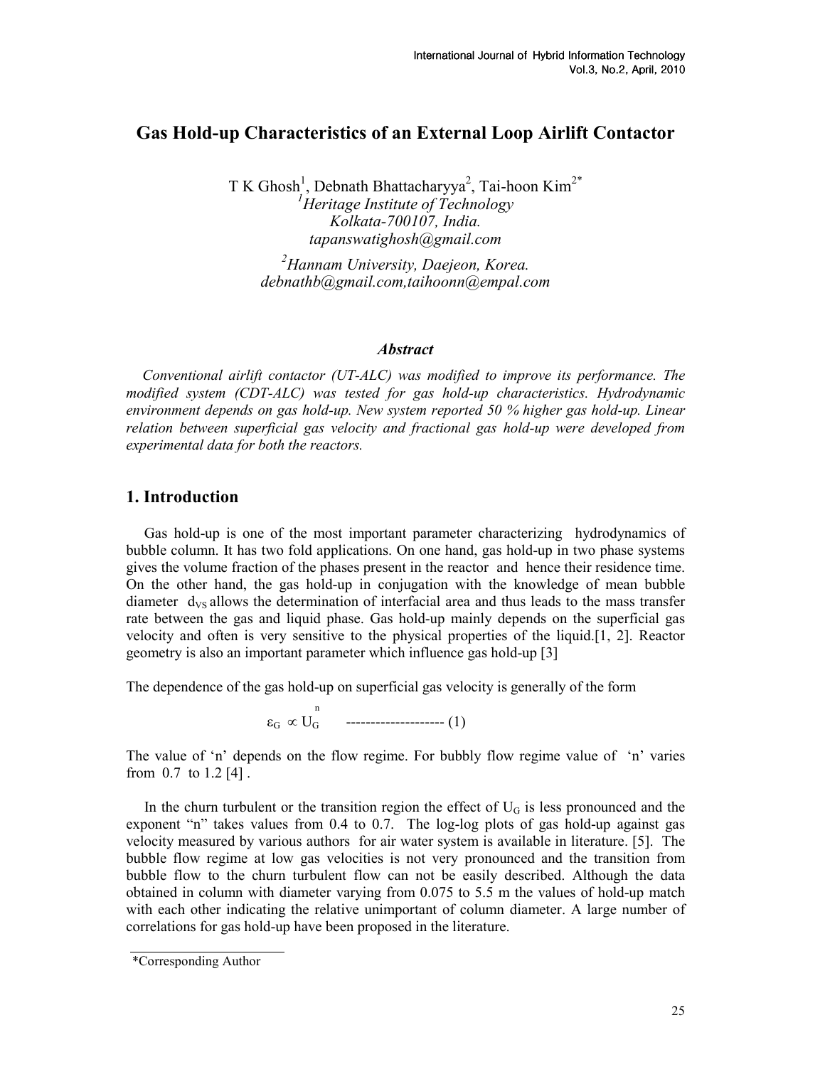# Gas Hold-up Characteristics of an External Loop Airlift Contactor

T K Ghosh[1], Debnath Bhattacharyya[2], Tai-hoon Kim[2*]

[1]*Heritage Institute of Technology*
*Kolkata-700107, India.*
*tapanswatighosh@gmail.com*

[2]*Hannam University, Daejeon, Korea.*
*debnathb@gmail.com,taihoonn@empal.com*

### *Abstract*

*Conventional airlift contactor (UT-ALC) was modified to improve its performance. The modified system (CDT-ALC) was tested for gas hold-up characteristics. Hydrodynamic environment depends on gas hold-up. New system reported 50 % higher gas hold-up. Linear relation between superficial gas velocity and fractional gas hold-up were developed from experimental data for both the reactors.*

## 1. Introduction

Gas hold-up is one of the most important parameter characterizing hydrodynamics of bubble column. It has two fold applications. On one hand, gas hold-up in two phase systems gives the volume fraction of the phases present in the reactor and hence their residence time. On the other hand, the gas hold-up in conjugation with the knowledge of mean bubble diameter $d_{VS}$ allows the determination of interfacial area and thus leads to the mass transfer rate between the gas and liquid phase. Gas hold-up mainly depends on the superficial gas velocity and often is very sensitive to the physical properties of the liquid.[1, 2]. Reactor geometry is also an important parameter which influence gas hold-up [3]

The dependence of the gas hold-up on superficial gas velocity is generally of the form

$$\varepsilon_G \propto U_G^n \qquad \text{-------------------- (1)}$$

The value of 'n' depends on the flow regime. For bubbly flow regime value of 'n' varies from 0.7 to 1.2 [4] .

In the churn turbulent or the transition region the effect of $U_G$ is less pronounced and the exponent "n" takes values from 0.4 to 0.7. The log-log plots of gas hold-up against gas velocity measured by various authors for air water system is available in literature. [5]. The bubble flow regime at low gas velocities is not very pronounced and the transition from bubble flow to the churn turbulent flow can not be easily described. Although the data obtained in column with diameter varying from 0.075 to 5.5 m the values of hold-up match with each other indicating the relative unimportant of column diameter. A large number of correlations for gas hold-up have been proposed in the literature.

*Corresponding Author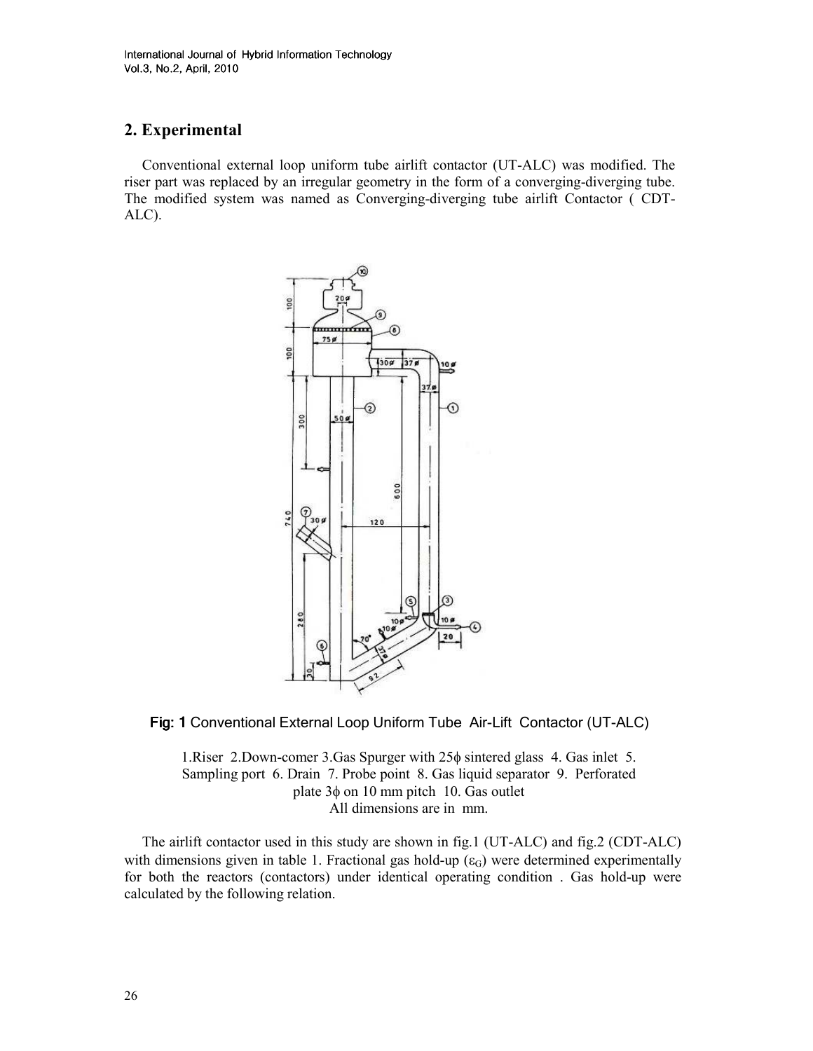## 2. Experimental

Conventional external loop uniform tube airlift contactor (UT-ALC) was modified. The riser part was replaced by an irregular geometry in the form of a converging-diverging tube. The modified system was named as Converging-diverging tube airlift Contactor ( CDT-ALC).

**Fig: 1** Conventional External Loop Uniform Tube Air-Lift Contactor (UT-ALC)

1.Riser 2.Down-comer 3.Gas Spurger with 25ϕ sintered glass 4. Gas inlet 5. Sampling port 6. Drain 7. Probe point 8. Gas liquid separator 9. Perforated plate 3ϕ on 10 mm pitch 10. Gas outlet
All dimensions are in mm.

The airlift contactor used in this study are shown in fig.1 (UT-ALC) and fig.2 (CDT-ALC) with dimensions given in table 1. Fractional gas hold-up ($\varepsilon_G$) were determined experimentally for both the reactors (contactors) under identical operating condition . Gas hold-up were calculated by the following relation.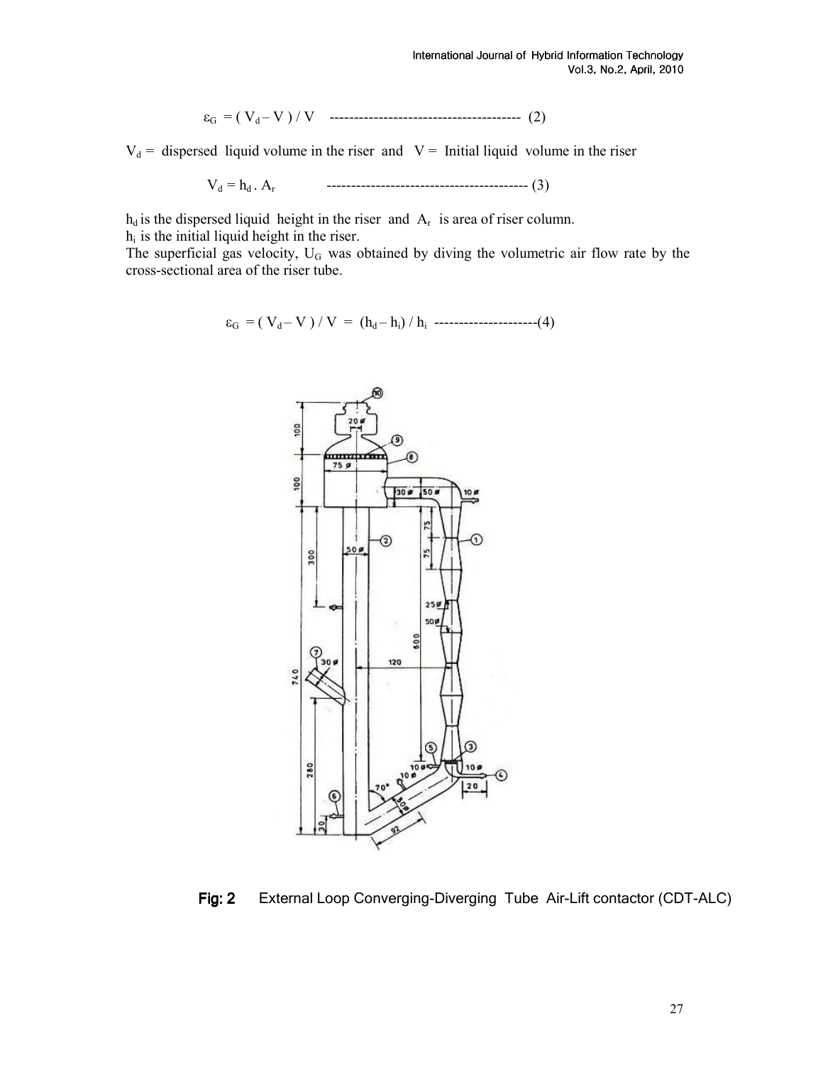$$\varepsilon_G = ( V_d - V ) / V \quad \text{---------------------------------------} \quad (2)$$

$V_d$ = dispersed liquid volume in the riser and $V$ = Initial liquid volume in the riser

$$V_d = h_d \cdot A_r \quad \text{-----------------------------------------} \quad (3)$$

$h_d$ is the dispersed liquid height in the riser and $A_r$ is area of riser column.
$h_i$ is the initial liquid height in the riser.
The superficial gas velocity, $U_G$ was obtained by diving the volumetric air flow rate by the cross-sectional area of the riser tube.

$$\varepsilon_G = ( V_d - V ) / V = (h_d - h_i) / h_i \quad \text{---------------------} (4)$$

**Fig: 2** External Loop Converging-Diverging Tube Air-Lift contactor (CDT-ALC)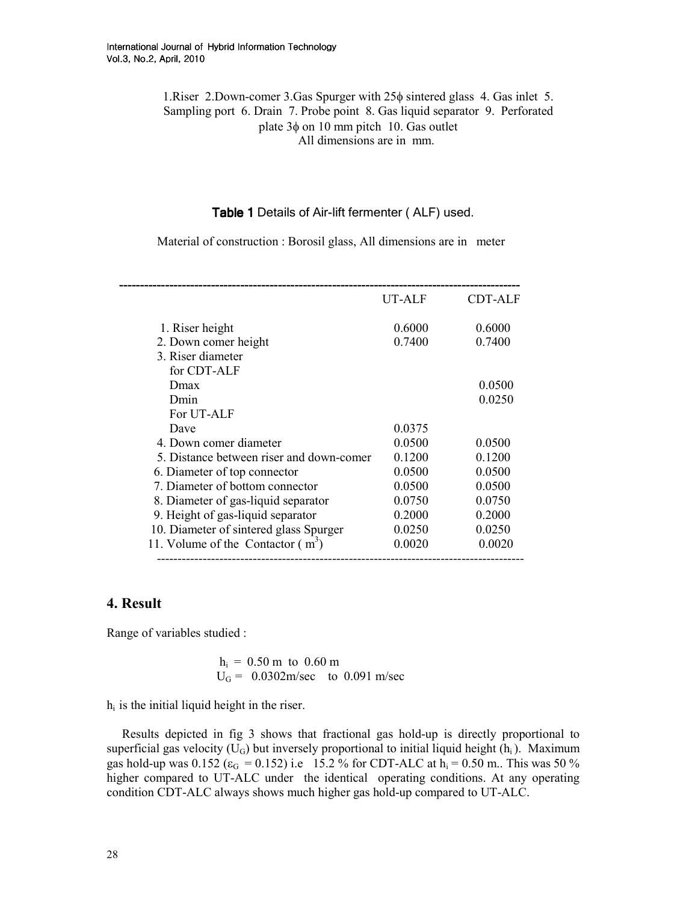1.Riser 2.Down-comer 3.Gas Spurger with 25ϕ sintered glass 4. Gas inlet 5. Sampling port 6. Drain 7. Probe point 8. Gas liquid separator 9. Perforated plate 3ϕ on 10 mm pitch 10. Gas outlet
All dimensions are in mm.

**Table 1** Details of Air-lift fermenter ( ALF) used.

Material of construction : Borosil glass, All dimensions are in meter

| | UT-ALF | CDT-ALF |
|---|---|---|
| 1. Riser height | 0.6000 | 0.6000 |
| 2. Down comer height | 0.7400 | 0.7400 |
| 3. Riser diameter | | |
| for CDT-ALF | | |
| Dmax | | 0.0500 |
| Dmin | | 0.0250 |
| For UT-ALF | | |
| Dave | 0.0375 | |
| 4. Down comer diameter | 0.0500 | 0.0500 |
| 5. Distance between riser and down-comer | 0.1200 | 0.1200 |
| 6. Diameter of top connector | 0.0500 | 0.0500 |
| 7. Diameter of bottom connector | 0.0500 | 0.0500 |
| 8. Diameter of gas-liquid separator | 0.0750 | 0.0750 |
| 9. Height of gas-liquid separator | 0.2000 | 0.2000 |
| 10. Diameter of sintered glass Spurger | 0.0250 | 0.0250 |
| 11. Volume of the Contactor ( $m^3$) | 0.0020 | 0.0020 |

## 4. Result

Range of variables studied :

$h_i$ = 0.50 m to 0.60 m
$U_G$ = 0.0302m/sec to 0.091 m/sec

$h_i$ is the initial liquid height in the riser.

Results depicted in fig 3 shows that fractional gas hold-up is directly proportional to superficial gas velocity ($U_G$) but inversely proportional to initial liquid height ($h_i$ ). Maximum gas hold-up was 0.152 ($\varepsilon_G$ = 0.152) i.e 15.2 % for CDT-ALC at $h_i$ = 0.50 m.. This was 50 % higher compared to UT-ALC under the identical operating conditions. At any operating condition CDT-ALC always shows much higher gas hold-up compared to UT-ALC.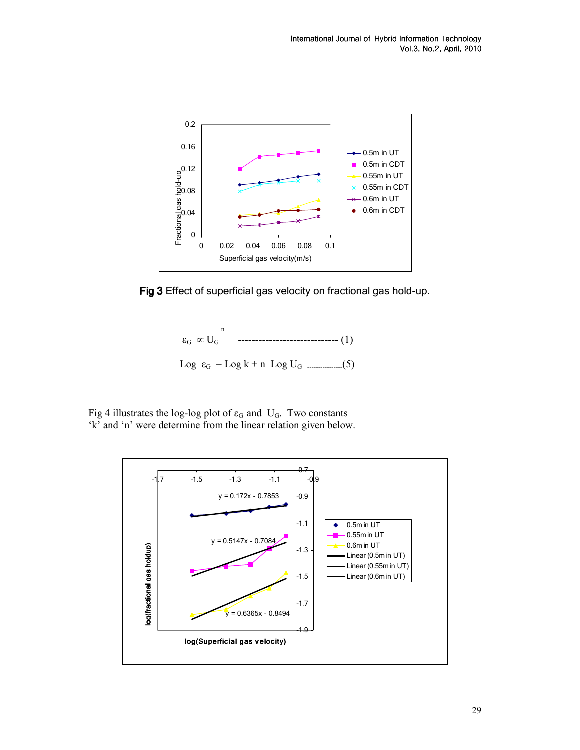**Fig 3** Effect of superficial gas velocity on fractional gas hold-up.

$$\varepsilon_G \propto U_G^{\,n} \qquad \text{----------------------------- (1)}$$

$$\text{Log } \varepsilon_G = \text{Log } k + n \text{ Log } U_G \qquad \text{..................(5)}$$

Fig 4 illustrates the log-log plot of $\varepsilon_G$ and $U_G$. Two constants 'k' and 'n' were determine from the linear relation given below.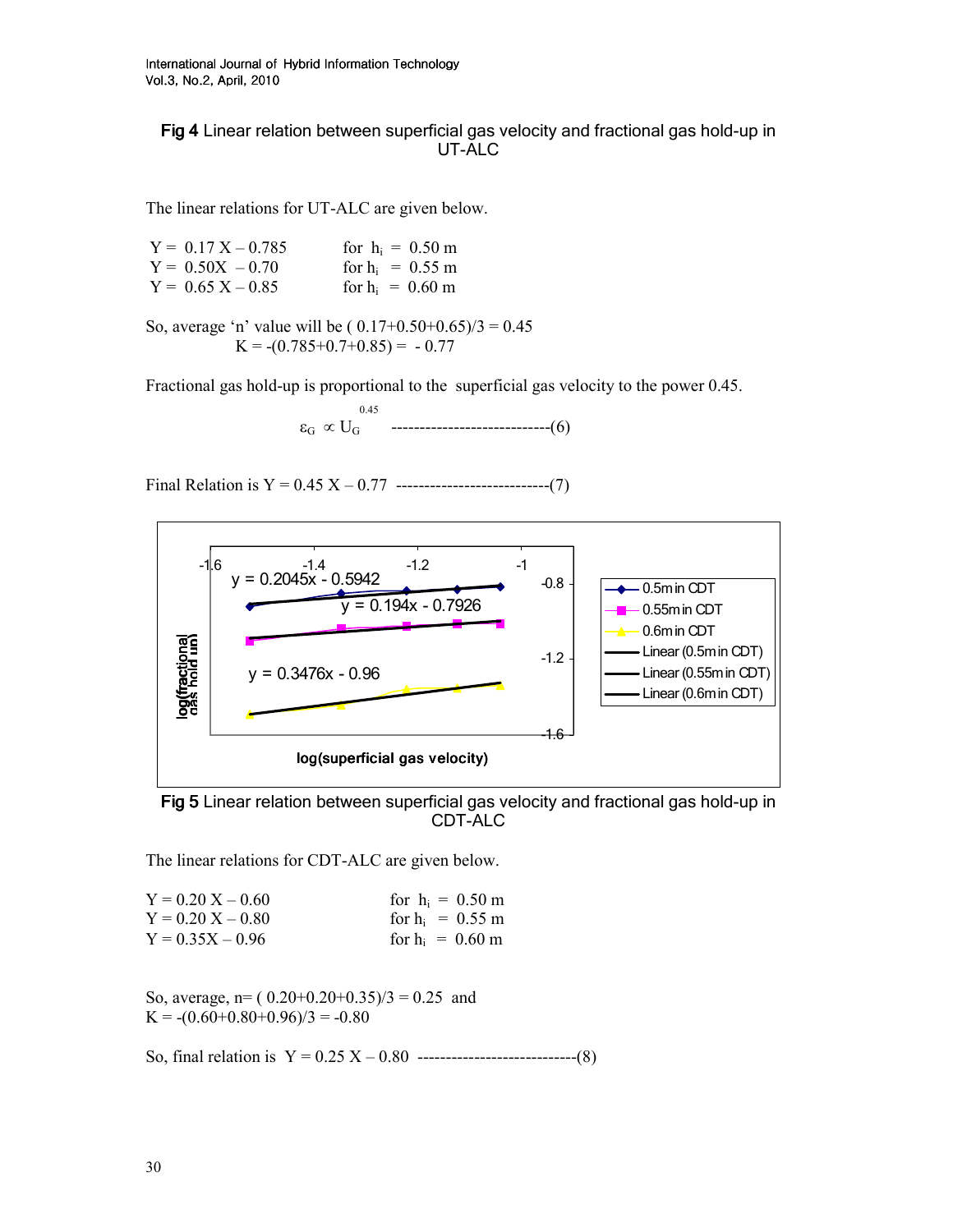**Fig 4** Linear relation between superficial gas velocity and fractional gas hold-up in UT-ALC

The linear relations for UT-ALC are given below.

$Y = 0.17\,X - 0.785$ for $h_i = 0.50$ m
$Y = 0.50X - 0.70$ for $h_i = 0.55$ m
$Y = 0.65\,X - 0.85$ for $h_i = 0.60$ m

So, average 'n' value will be ( 0.17+0.50+0.65)/3 = 0.45
K = -(0.785+0.7+0.85) = - 0.77

Fractional gas hold-up is proportional to the superficial gas velocity to the power 0.45.

$$\varepsilon_G \propto U_G^{0.45} \quad \text{----------------------------(6)}$$

Final Relation is $Y = 0.45\,X - 0.77$ --------------------------(7)

**Fig 5** Linear relation between superficial gas velocity and fractional gas hold-up in CDT-ALC

The linear relations for CDT-ALC are given below.

$Y = 0.20\,X - 0.60$ for $h_i = 0.50$ m
$Y = 0.20\,X - 0.80$ for $h_i = 0.55$ m
$Y = 0.35X - 0.96$ for $h_i = 0.60$ m

So, average, n= ( 0.20+0.20+0.35)/3 = 0.25 and
K = -(0.60+0.80+0.96)/3 = -0.80

So, final relation is $Y = 0.25\,X - 0.80$ ----------------------------(8)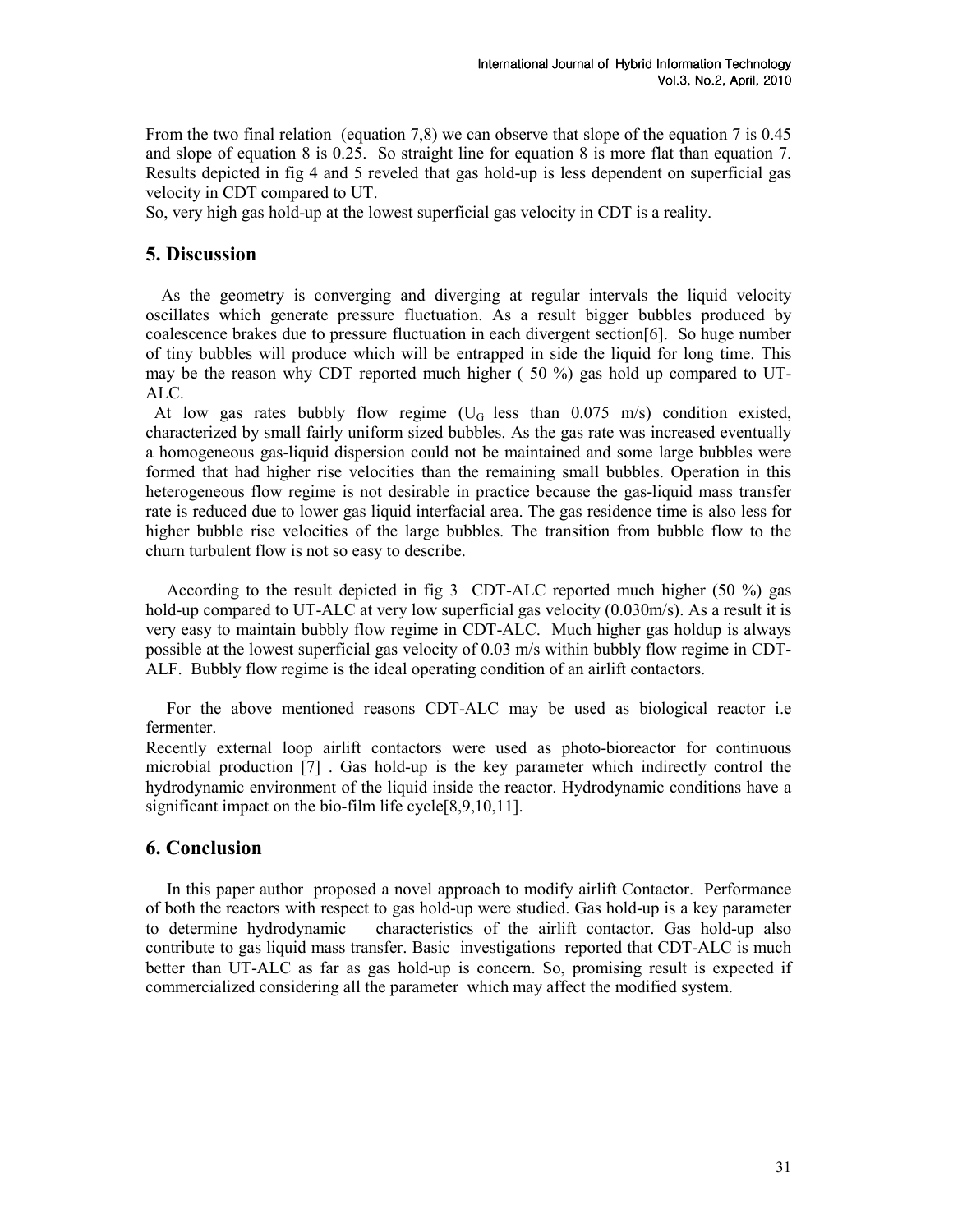From the two final relation (equation 7,8) we can observe that slope of the equation 7 is 0.45 and slope of equation 8 is 0.25. So straight line for equation 8 is more flat than equation 7. Results depicted in fig 4 and 5 reveled that gas hold-up is less dependent on superficial gas velocity in CDT compared to UT.

So, very high gas hold-up at the lowest superficial gas velocity in CDT is a reality.

## 5. Discussion

As the geometry is converging and diverging at regular intervals the liquid velocity oscillates which generate pressure fluctuation. As a result bigger bubbles produced by coalescence brakes due to pressure fluctuation in each divergent section[6]. So huge number of tiny bubbles will produce which will be entrapped in side the liquid for long time. This may be the reason why CDT reported much higher ( 50 %) gas hold up compared to UT-ALC.

At low gas rates bubbly flow regime ($U_G$ less than 0.075 m/s) condition existed, characterized by small fairly uniform sized bubbles. As the gas rate was increased eventually a homogeneous gas-liquid dispersion could not be maintained and some large bubbles were formed that had higher rise velocities than the remaining small bubbles. Operation in this heterogeneous flow regime is not desirable in practice because the gas-liquid mass transfer rate is reduced due to lower gas liquid interfacial area. The gas residence time is also less for higher bubble rise velocities of the large bubbles. The transition from bubble flow to the churn turbulent flow is not so easy to describe.

According to the result depicted in fig 3 CDT-ALC reported much higher (50 %) gas hold-up compared to UT-ALC at very low superficial gas velocity (0.030m/s). As a result it is very easy to maintain bubbly flow regime in CDT-ALC. Much higher gas holdup is always possible at the lowest superficial gas velocity of 0.03 m/s within bubbly flow regime in CDT-ALF. Bubbly flow regime is the ideal operating condition of an airlift contactors.

For the above mentioned reasons CDT-ALC may be used as biological reactor i.e fermenter.

Recently external loop airlift contactors were used as photo-bioreactor for continuous microbial production [7] . Gas hold-up is the key parameter which indirectly control the hydrodynamic environment of the liquid inside the reactor. Hydrodynamic conditions have a significant impact on the bio-film life cycle[8,9,10,11].

## 6. Conclusion

In this paper author proposed a novel approach to modify airlift Contactor. Performance of both the reactors with respect to gas hold-up were studied. Gas hold-up is a key parameter to determine hydrodynamic characteristics of the airlift contactor. Gas hold-up also contribute to gas liquid mass transfer. Basic investigations reported that CDT-ALC is much better than UT-ALC as far as gas hold-up is concern. So, promising result is expected if commercialized considering all the parameter which may affect the modified system.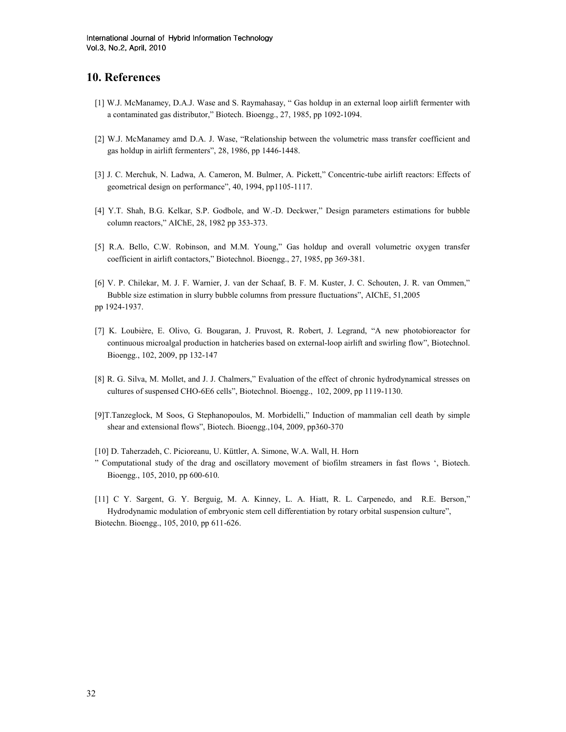## 10. References

[1] W.J. McManamey, D.A.J. Wase and S. Raymahasay, " Gas holdup in an external loop airlift fermenter with a contaminated gas distributor," Biotech. Bioengg., 27, 1985, pp 1092-1094.

[2] W.J. McManamey amd D.A. J. Wase, "Relationship between the volumetric mass transfer coefficient and gas holdup in airlift fermenters", 28, 1986, pp 1446-1448.

[3] J. C. Merchuk, N. Ladwa, A. Cameron, M. Bulmer, A. Pickett," Concentric-tube airlift reactors: Effects of geometrical design on performance", 40, 1994, pp1105-1117.

[4] Y.T. Shah, B.G. Kelkar, S.P. Godbole, and W.-D. Deckwer," Design parameters estimations for bubble column reactors," AIChE, 28, 1982 pp 353-373.

[5] R.A. Bello, C.W. Robinson, and M.M. Young," Gas holdup and overall volumetric oxygen transfer coefficient in airlift contactors," Biotechnol. Bioengg., 27, 1985, pp 369-381.

[6] V. P. Chilekar, M. J. F. Warnier, J. van der Schaaf, B. F. M. Kuster, J. C. Schouten, J. R. van Ommen," Bubble size estimation in slurry bubble columns from pressure fluctuations", AIChE, 51,2005 pp 1924-1937.

[7] K. Loubière, E. Olivo, G. Bougaran, J. Pruvost, R. Robert, J. Legrand, "A new photobioreactor for continuous microalgal production in hatcheries based on external-loop airlift and swirling flow", Biotechnol. Bioengg., 102, 2009, pp 132-147

[8] R. G. Silva, M. Mollet, and J. J. Chalmers," Evaluation of the effect of chronic hydrodynamical stresses on cultures of suspensed CHO-6E6 cells", Biotechnol. Bioengg., 102, 2009, pp 1119-1130.

[9]T.Tanzeglock, M Soos, G Stephanopoulos, M. Morbidelli," Induction of mammalian cell death by simple shear and extensional flows", Biotech. Bioengg.,104, 2009, pp360-370

[10] D. Taherzadeh, C. Picioreanu, U. Küttler, A. Simone, W.A. Wall, H. Horn " Computational study of the drag and oscillatory movement of biofilm streamers in fast flows ', Biotech. Bioengg., 105, 2010, pp 600-610.

[11] C Y. Sargent, G. Y. Berguig, M. A. Kinney, L. A. Hiatt, R. L. Carpenedo, and R.E. Berson," Hydrodynamic modulation of embryonic stem cell differentiation by rotary orbital suspension culture", Biotechn. Bioengg., 105, 2010, pp 611-626.